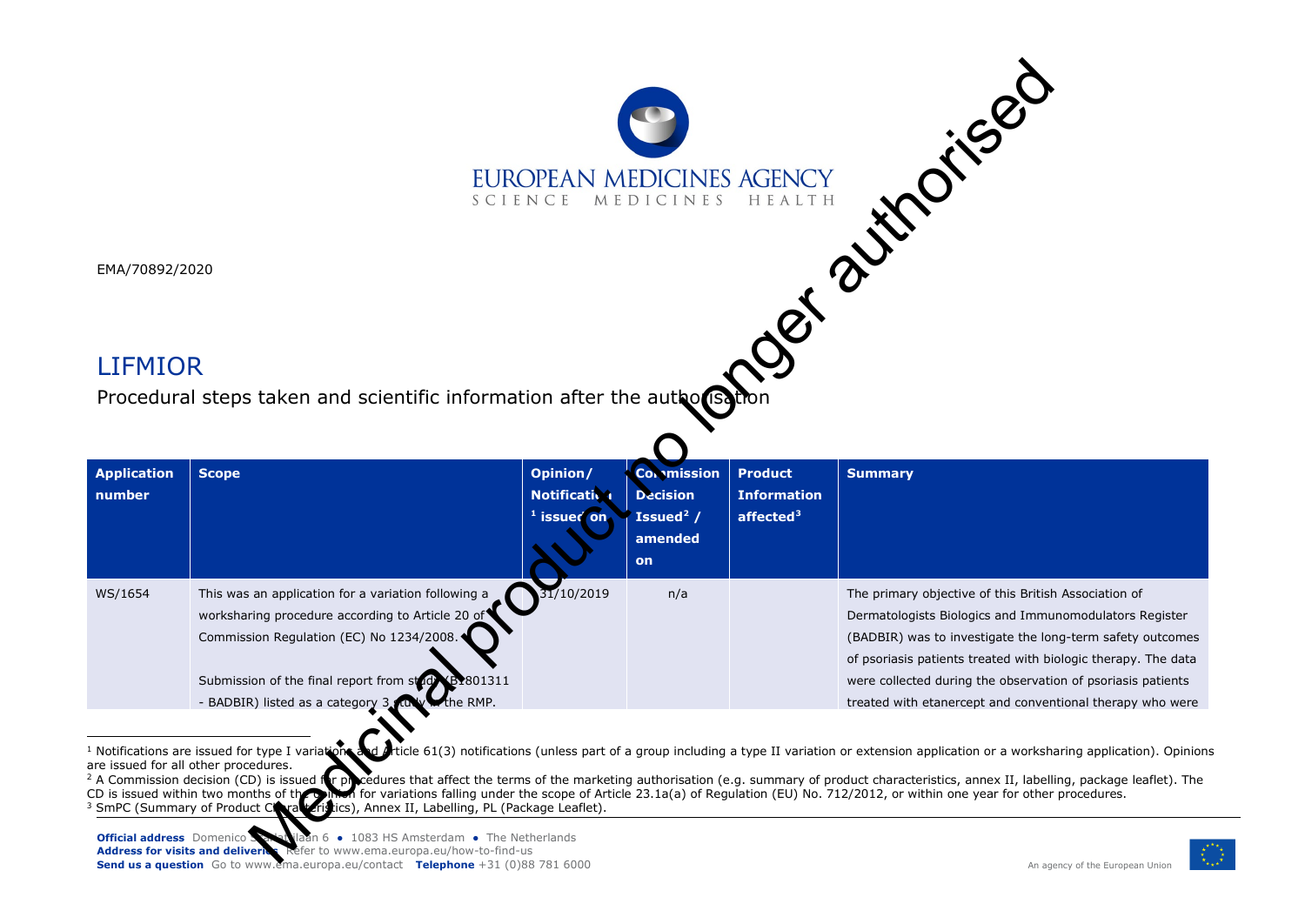EMA/70892/2020

# LIFMIOR

Procedural steps taken and scientific information after the authorisation

Medicinal product no longer authorised

| Application number | Scope | Opinion/ Notification[1] issued on | Commission Decision Issued[2] / amended on | Product Information affected[3] | Summary |
|---|---|---|---|---|---|
| WS/1654 | This was an application for a variation following a worksharing procedure according to Article 20 of Commission Regulation (EC) No 1234/2008.<br><br>Submission of the final report from study B1801311 - BADBIR) listed as a category 3 study in the RMP. | 31/10/2019 | n/a | | The primary objective of this British Association of Dermatologists Biologics and Immunomodulators Register (BADBIR) was to investigate the long-term safety outcomes of psoriasis patients treated with biologic therapy. The data were collected during the observation of psoriasis patients treated with etanercept and conventional therapy who were |

[1] Notifications are issued for type I variations and Article 61(3) notifications (unless part of a group including a type II variation or extension application or a worksharing application). Opinions are issued for all other procedures.
[2] A Commission decision (CD) is issued for procedures that affect the terms of the marketing authorisation (e.g. summary of product characteristics, annex II, labelling, package leaflet). The CD is issued within two months of the opinion for variations falling under the scope of Article 23.1a(a) of Regulation (EU) No. 712/2012, or within one year for other procedures.
[3] SmPC (Summary of Product Characteristics), Annex II, Labelling, PL (Package Leaflet).

**Official address** Domenico Scarlattilaan 6 ● 1083 HS Amsterdam ● The Netherlands
**Address for visits and deliveries** Refer to www.ema.europa.eu/how-to-find-us
**Send us a question** Go to www.ema.europa.eu/contact **Telephone** +31 (0)88 781 6000

An agency of the European Union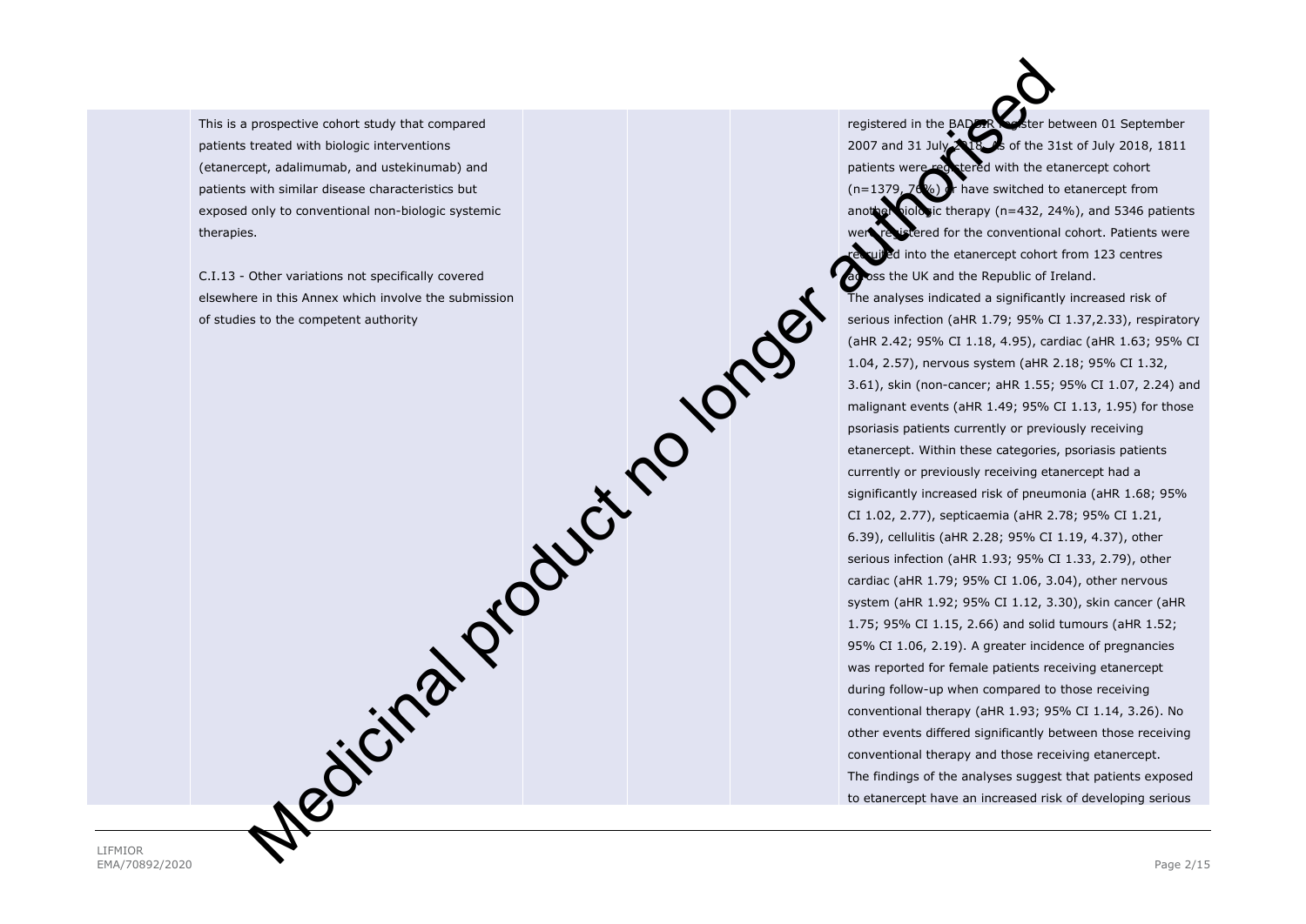| | | | | |
|---|---|---|---|---|
| | This is a prospective cohort study that compared patients treated with biologic interventions (etanercept, adalimumab, and ustekinumab) and patients with similar disease characteristics but exposed only to conventional non-biologic systemic therapies.<br><br>C.I.13 - Other variations not specifically covered elsewhere in this Annex which involve the submission of studies to the competent authority | | | registered in the BADBIR register between 01 September 2007 and 31 July 2018. As of the 31st of July 2018, 1811 patients were registered with the etanercept cohort (n=1379, 76%) or have switched to etanercept from another biologic therapy (n=432, 24%), and 5346 patients were registered for the conventional cohort. Patients were recruited into the etanercept cohort from 123 centres across the UK and the Republic of Ireland.<br>The analyses indicated a significantly increased risk of serious infection (aHR 1.79; 95% CI 1.37,2.33), respiratory (aHR 2.42; 95% CI 1.18, 4.95), cardiac (aHR 1.63; 95% CI 1.04, 2.57), nervous system (aHR 2.18; 95% CI 1.32, 3.61), skin (non-cancer; aHR 1.55; 95% CI 1.07, 2.24) and malignant events (aHR 1.49; 95% CI 1.13, 1.95) for those psoriasis patients currently or previously receiving etanercept. Within these categories, psoriasis patients currently or previously receiving etanercept had a significantly increased risk of pneumonia (aHR 1.68; 95% CI 1.02, 2.77), septicaemia (aHR 2.78; 95% CI 1.21, 6.39), cellulitis (aHR 2.28; 95% CI 1.19, 4.37), other serious infection (aHR 1.93; 95% CI 1.33, 2.79), other cardiac (aHR 1.79; 95% CI 1.06, 3.04), other nervous system (aHR 1.92; 95% CI 1.12, 3.30), skin cancer (aHR 1.75; 95% CI 1.15, 2.66) and solid tumours (aHR 1.52; 95% CI 1.06, 2.19). A greater incidence of pregnancies was reported for female patients receiving etanercept during follow-up when compared to those receiving conventional therapy (aHR 1.93; 95% CI 1.14, 3.26). No other events differed significantly between those receiving conventional therapy and those receiving etanercept.<br>The findings of the analyses suggest that patients exposed to etanercept have an increased risk of developing serious |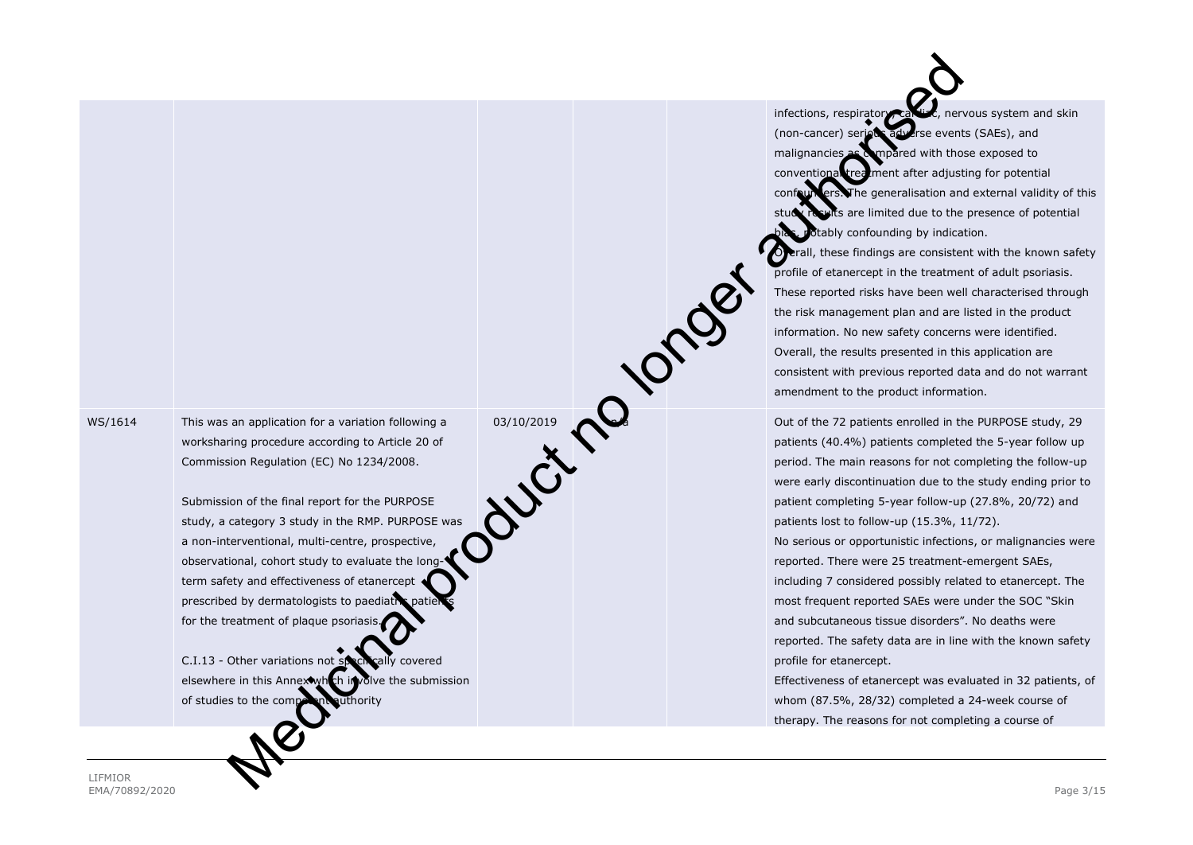| | | | | | |
|---|---|---|---|---|---|
| | | | | | infections, respiratory, cardiac, nervous system and skin (non-cancer) serious adverse events (SAEs), and malignancies as compared with those exposed to conventional treatment after adjusting for potential confounders. The generalisation and external validity of this study results are limited due to the presence of potential bias, notably confounding by indication.<br>Overall, these findings are consistent with the known safety profile of etanercept in the treatment of adult psoriasis. These reported risks have been well characterised through the risk management plan and are listed in the product information. No new safety concerns were identified. Overall, the results presented in this application are consistent with previous reported data and do not warrant amendment to the product information. |
| WS/1614 | This was an application for a variation following a worksharing procedure according to Article 20 of Commission Regulation (EC) No 1234/2008.<br><br>Submission of the final report for the PURPOSE study, a category 3 study in the RMP. PURPOSE was a non-interventional, multi-centre, prospective, observational, cohort study to evaluate the long-term safety and effectiveness of etanercept prescribed by dermatologists to paediatric patients for the treatment of plaque psoriasis.<br><br>C.I.13 - Other variations not specifically covered elsewhere in this Annex which involve the submission of studies to the competent authority | 03/10/2019 | n/a | | Out of the 72 patients enrolled in the PURPOSE study, 29 patients (40.4%) patients completed the 5-year follow up period. The main reasons for not completing the follow-up were early discontinuation due to the study ending prior to patient completing 5-year follow-up (27.8%, 20/72) and patients lost to follow-up (15.3%, 11/72).<br>No serious or opportunistic infections, or malignancies were reported. There were 25 treatment-emergent SAEs, including 7 considered possibly related to etanercept. The most frequent reported SAEs were under the SOC "Skin and subcutaneous tissue disorders". No deaths were reported. The safety data are in line with the known safety profile for etanercept.<br>Effectiveness of etanercept was evaluated in 32 patients, of whom (87.5%, 28/32) completed a 24-week course of therapy. The reasons for not completing a course of |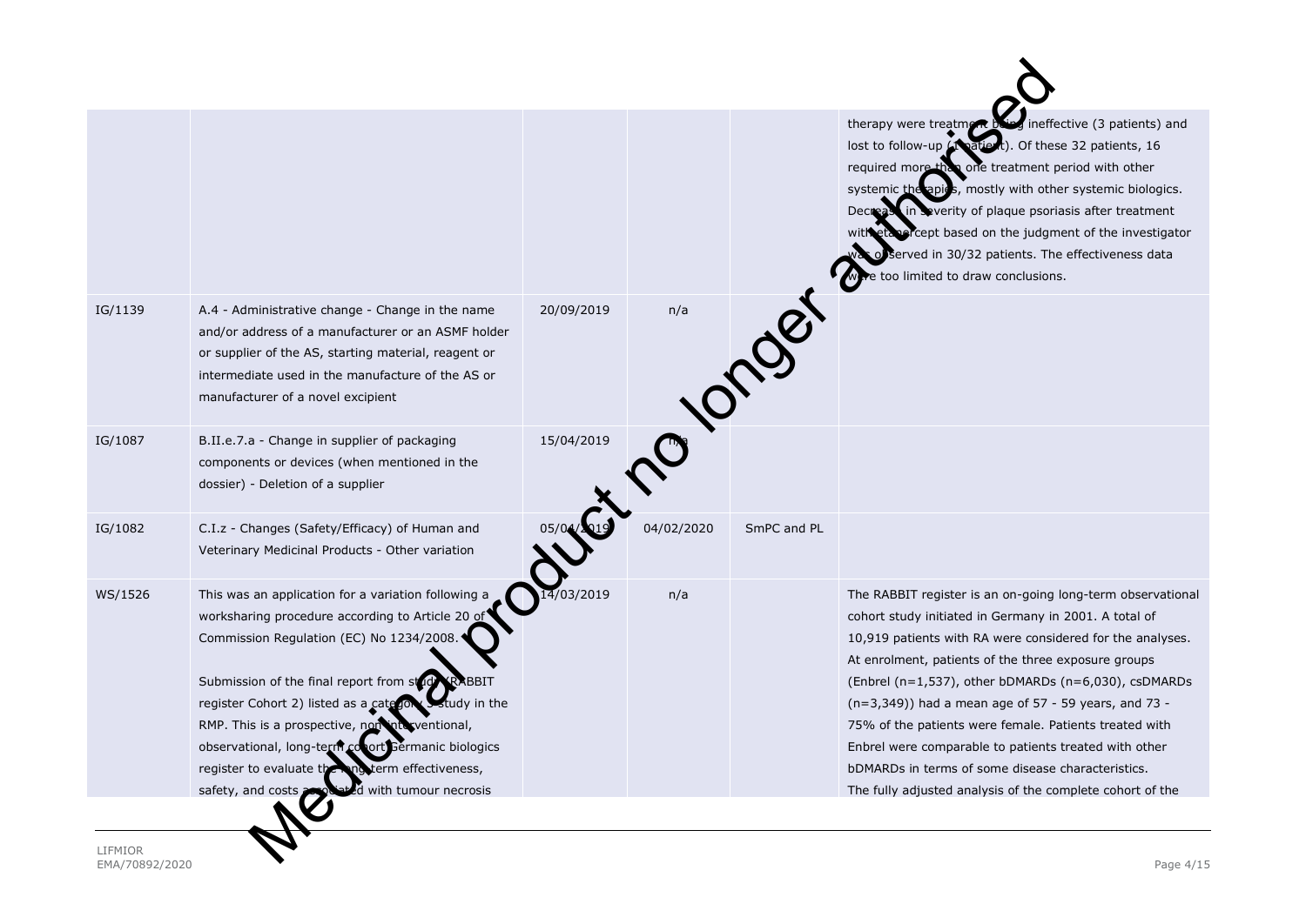| | | | | | |
|---|---|---|---|---|---|
| | | | | | therapy were treatment being ineffective (3 patients) and lost to follow-up (1 patient). Of these 32 patients, 16 required more than one treatment period with other systemic therapies, mostly with other systemic biologics. Decrease in severity of plaque psoriasis after treatment with etanercept based on the judgment of the investigator was observed in 30/32 patients. The effectiveness data were too limited to draw conclusions. |
| IG/1139 | A.4 - Administrative change - Change in the name and/or address of a manufacturer or an ASMF holder or supplier of the AS, starting material, reagent or intermediate used in the manufacture of the AS or manufacturer of a novel excipient | 20/09/2019 | n/a | | |
| IG/1087 | B.II.e.7.a - Change in supplier of packaging components or devices (when mentioned in the dossier) - Deletion of a supplier | 15/04/2019 | n/a | | |
| IG/1082 | C.I.z - Changes (Safety/Efficacy) of Human and Veterinary Medicinal Products - Other variation | 05/04/2019 | 04/02/2020 | SmPC and PL | |
| WS/1526 | This was an application for a variation following a worksharing procedure according to Article 20 of Commission Regulation (EC) No 1234/2008.<br><br>Submission of the final report from study (RABBIT register Cohort 2) listed as a category 3 study in the RMP. This is a prospective, non-interventional, observational, long-term cohort Germanic biologics register to evaluate the long-term effectiveness, safety, and costs associated with tumour necrosis | 14/03/2019 | n/a | | The RABBIT register is an on-going long-term observational cohort study initiated in Germany in 2001. A total of 10,919 patients with RA were considered for the analyses. At enrolment, patients of the three exposure groups (Enbrel (n=1,537), other bDMARDs (n=6,030), csDMARDs (n=3,349)) had a mean age of 57 - 59 years, and 73 - 75% of the patients were female. Patients treated with Enbrel were comparable to patients treated with other bDMARDs in terms of some disease characteristics.<br>The fully adjusted analysis of the complete cohort of the |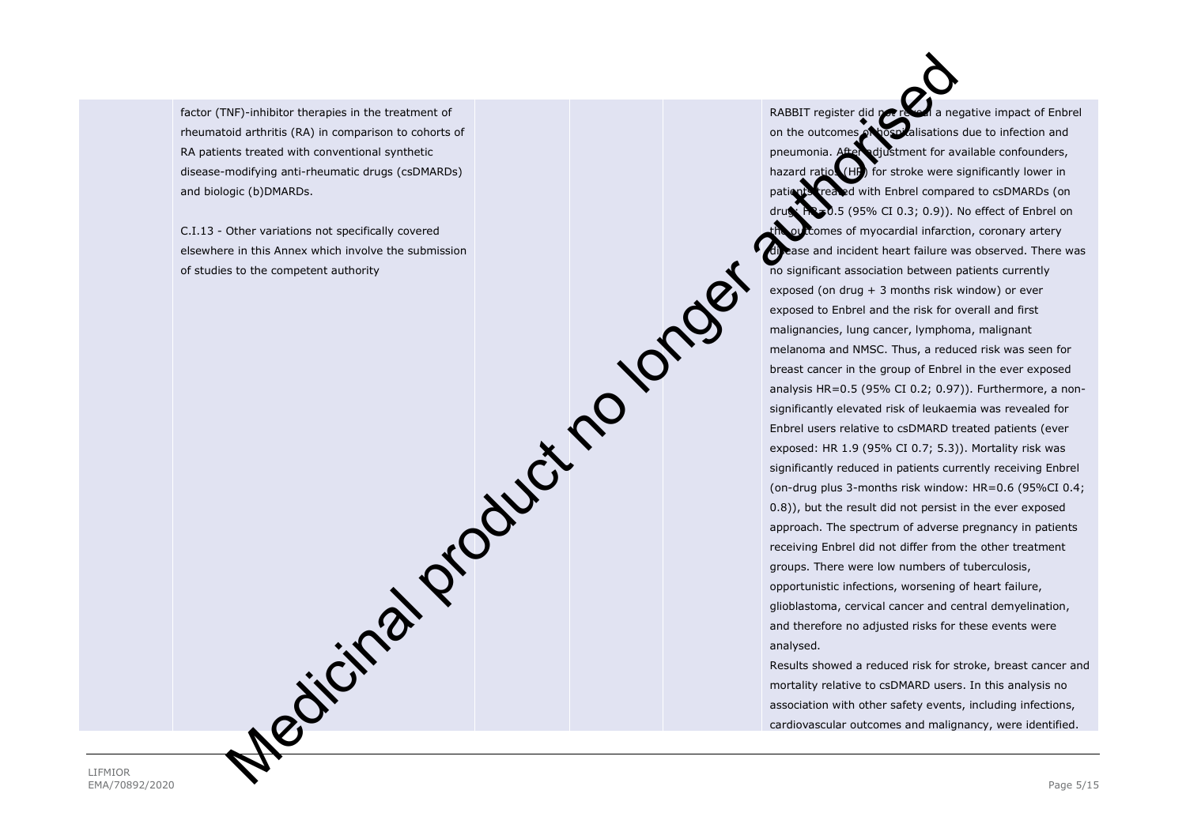| | | | | | |
|---|---|---|---|---|---|
| | factor (TNF)-inhibitor therapies in the treatment of rheumatoid arthritis (RA) in comparison to cohorts of RA patients treated with conventional synthetic disease-modifying anti-rheumatic drugs (csDMARDs) and biologic (b)DMARDs.<br><br>C.I.13 - Other variations not specifically covered elsewhere in this Annex which involve the submission of studies to the competent authority | | | | RABBIT register did not reveal a negative impact of Enbrel on the outcomes of hospitalisations due to infection and pneumonia. After adjustment for available confounders, hazard ratios (HR) for stroke were significantly lower in patients treated with Enbrel compared to csDMARDs (on drug: HR=0.5 (95% CI 0.3; 0.9)). No effect of Enbrel on the outcomes of myocardial infarction, coronary artery disease and incident heart failure was observed. There was no significant association between patients currently exposed (on drug + 3 months risk window) or ever exposed to Enbrel and the risk for overall and first malignancies, lung cancer, lymphoma, malignant melanoma and NMSC. Thus, a reduced risk was seen for breast cancer in the group of Enbrel in the ever exposed analysis HR=0.5 (95% CI 0.2; 0.97)). Furthermore, a non-significantly elevated risk of leukaemia was revealed for Enbrel users relative to csDMARD treated patients (ever exposed: HR 1.9 (95% CI 0.7; 5.3)). Mortality risk was significantly reduced in patients currently receiving Enbrel (on-drug plus 3-months risk window: HR=0.6 (95%CI 0.4; 0.8)), but the result did not persist in the ever exposed approach. The spectrum of adverse pregnancy in patients receiving Enbrel did not differ from the other treatment groups. There were low numbers of tuberculosis, opportunistic infections, worsening of heart failure, glioblastoma, cervical cancer and central demyelination, and therefore no adjusted risks for these events were analysed.<br>Results showed a reduced risk for stroke, breast cancer and mortality relative to csDMARD users. In this analysis no association with other safety events, including infections, cardiovascular outcomes and malignancy, were identified. |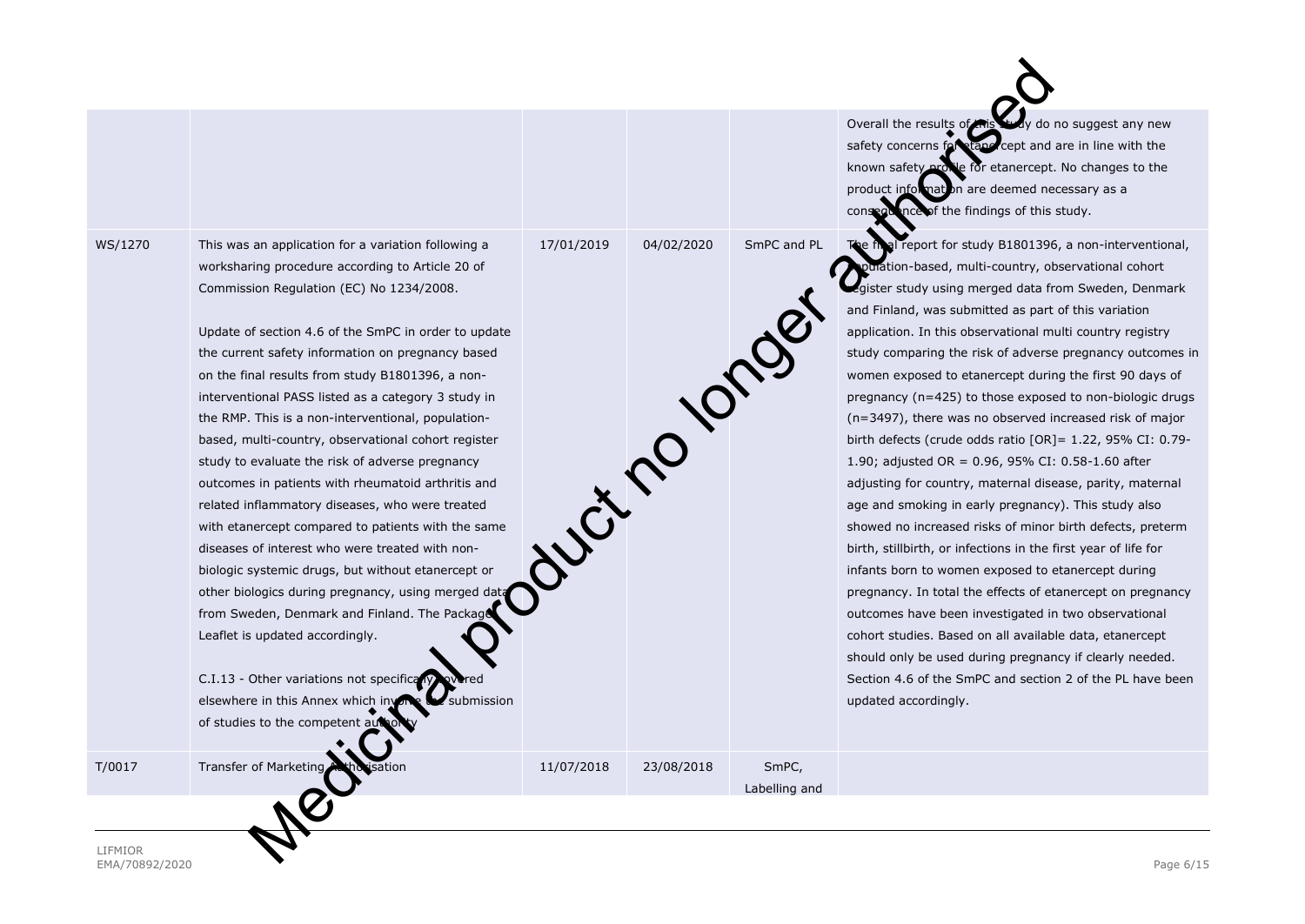| | | | | | |
|---|---|---|---|---|---|
| | | | | | Overall the results of the study do no suggest any new safety concerns for etanercept and are in line with the known safety profile for etanercept. No changes to the product information are deemed necessary as a consequence of the findings of this study. |
| WS/1270 | This was an application for a variation following a worksharing procedure according to Article 20 of Commission Regulation (EC) No 1234/2008.<br><br>Update of section 4.6 of the SmPC in order to update the current safety information on pregnancy based on the final results from study B1801396, a non-interventional PASS listed as a category 3 study in the RMP. This is a non-interventional, population-based, multi-country, observational cohort register study to evaluate the risk of adverse pregnancy outcomes in patients with rheumatoid arthritis and related inflammatory diseases, who were treated with etanercept compared to patients with the same diseases of interest who were treated with non-biologic systemic drugs, but without etanercept or other biologics during pregnancy, using merged data from Sweden, Denmark and Finland. The Package Leaflet is updated accordingly.<br><br>C.I.13 - Other variations not specifically covered elsewhere in this Annex which involve the submission of studies to the competent authority | 17/01/2019 | 04/02/2020 | SmPC and PL | The final report for study B1801396, a non-interventional, population-based, multi-country, observational cohort register study using merged data from Sweden, Denmark and Finland, was submitted as part of this variation application. In this observational multi country registry study comparing the risk of adverse pregnancy outcomes in women exposed to etanercept during the first 90 days of pregnancy (n=425) to those exposed to non-biologic drugs (n=3497), there was no observed increased risk of major birth defects (crude odds ratio [OR]= 1.22, 95% CI: 0.79-1.90; adjusted OR = 0.96, 95% CI: 0.58-1.60 after adjusting for country, maternal disease, parity, maternal age and smoking in early pregnancy). This study also showed no increased risks of minor birth defects, preterm birth, stillbirth, or infections in the first year of life for infants born to women exposed to etanercept during pregnancy. In total the effects of etanercept on pregnancy outcomes have been investigated in two observational cohort studies. Based on all available data, etanercept should only be used during pregnancy if clearly needed. Section 4.6 of the SmPC and section 2 of the PL have been updated accordingly. |
| T/0017 | Transfer of Marketing Authorisation | 11/07/2018 | 23/08/2018 | SmPC, Labelling and | |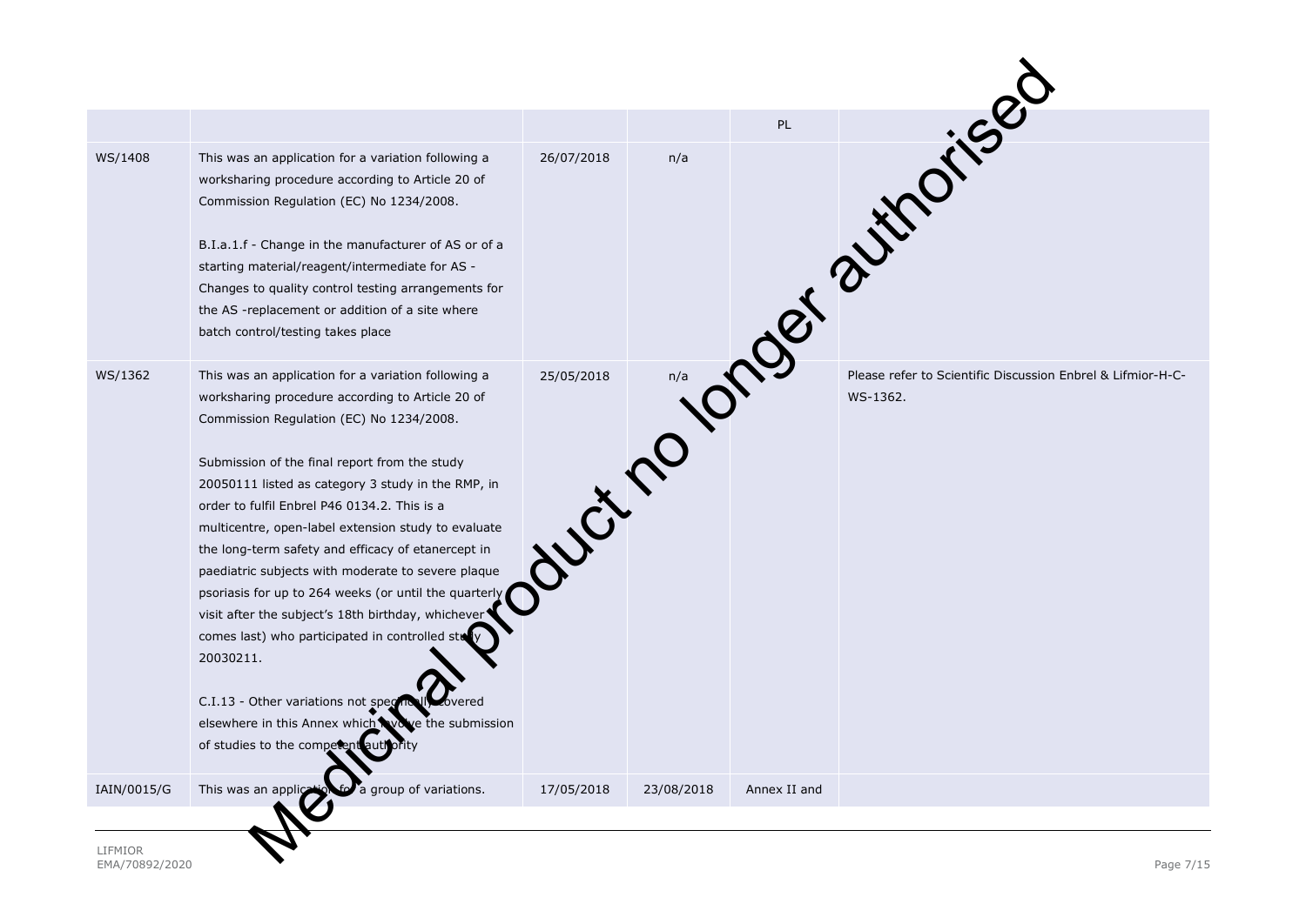| | | | | PL | |
|---|---|---|---|---|---|
| WS/1408 | This was an application for a variation following a worksharing procedure according to Article 20 of Commission Regulation (EC) No 1234/2008.<br><br>B.I.a.1.f - Change in the manufacturer of AS or of a starting material/reagent/intermediate for AS - Changes to quality control testing arrangements for the AS -replacement or addition of a site where batch control/testing takes place | 26/07/2018 | n/a | | |
| WS/1362 | This was an application for a variation following a worksharing procedure according to Article 20 of Commission Regulation (EC) No 1234/2008.<br><br>Submission of the final report from the study 20050111 listed as category 3 study in the RMP, in order to fulfil Enbrel P46 0134.2. This is a multicentre, open-label extension study to evaluate the long-term safety and efficacy of etanercept in paediatric subjects with moderate to severe plaque psoriasis for up to 264 weeks (or until the quarterly visit after the subject's 18th birthday, whichever comes last) who participated in controlled study 20030211.<br><br>C.I.13 - Other variations not specifically covered elsewhere in this Annex which involve the submission of studies to the competent authority | 25/05/2018 | n/a | | Please refer to Scientific Discussion Enbrel & Lifmior-H-C-WS-1362. |
| IAIN/0015/G | This was an application for a group of variations. | 17/05/2018 | 23/08/2018 | Annex II and | |

Medicinal product no longer authorised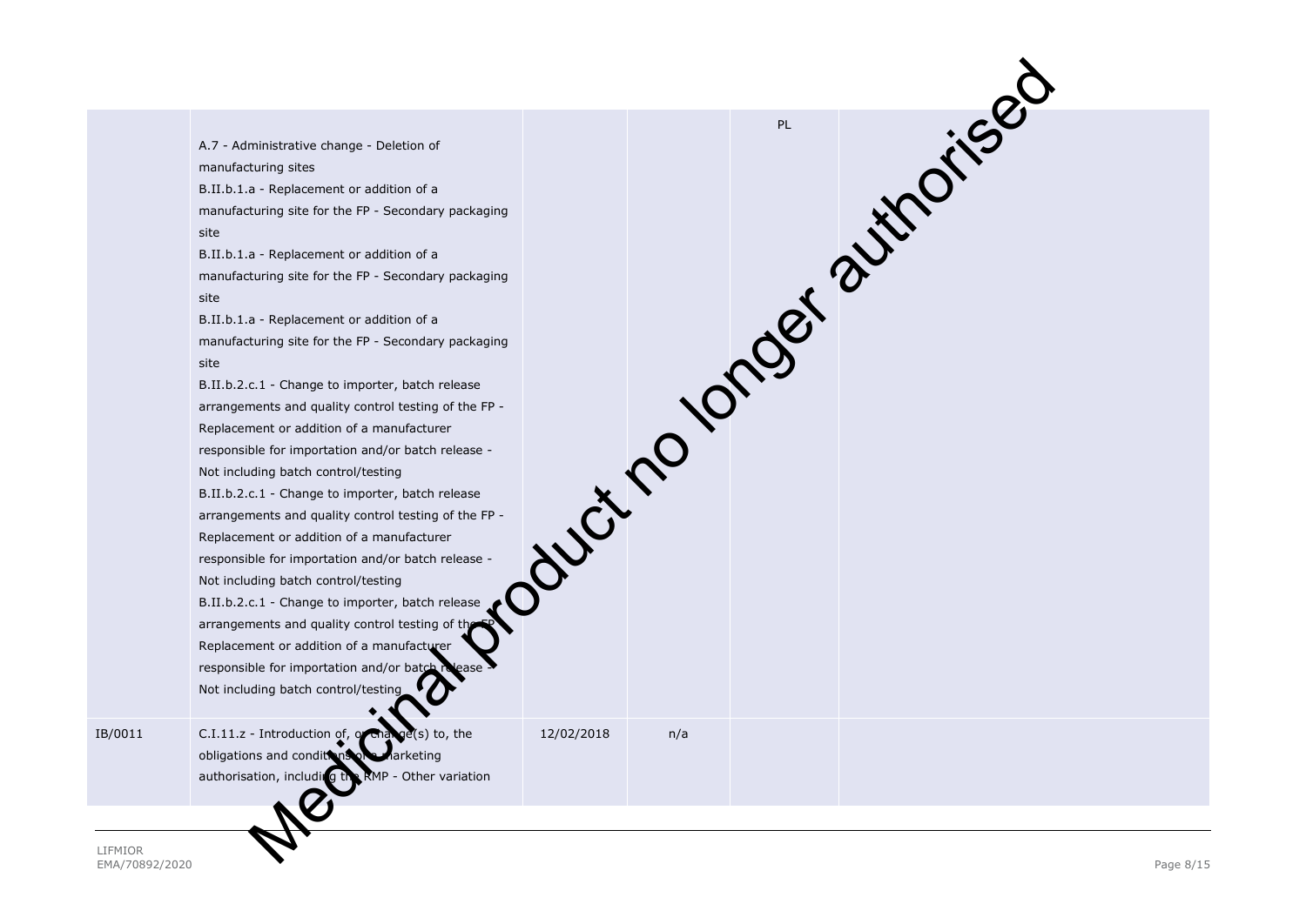| | | | | | |
|---|---|---|---|---|---|
| | A.7 - Administrative change - Deletion of manufacturing sites<br>B.II.b.1.a - Replacement or addition of a manufacturing site for the FP - Secondary packaging site<br>B.II.b.1.a - Replacement or addition of a manufacturing site for the FP - Secondary packaging site<br>B.II.b.1.a - Replacement or addition of a manufacturing site for the FP - Secondary packaging site<br>B.II.b.2.c.1 - Change to importer, batch release arrangements and quality control testing of the FP - Replacement or addition of a manufacturer responsible for importation and/or batch release - Not including batch control/testing<br>B.II.b.2.c.1 - Change to importer, batch release arrangements and quality control testing of the FP - Replacement or addition of a manufacturer responsible for importation and/or batch release - Not including batch control/testing<br>B.II.b.2.c.1 - Change to importer, batch release arrangements and quality control testing of the FP - Replacement or addition of a manufacturer responsible for importation and/or batch release - Not including batch control/testing | | | PL | |
| IB/0011 | C.I.11.z - Introduction of, or change(s) to, the obligations and conditions of a marketing authorisation, including the RMP - Other variation | 12/02/2018 | n/a | | |

Medicinal product no longer authorised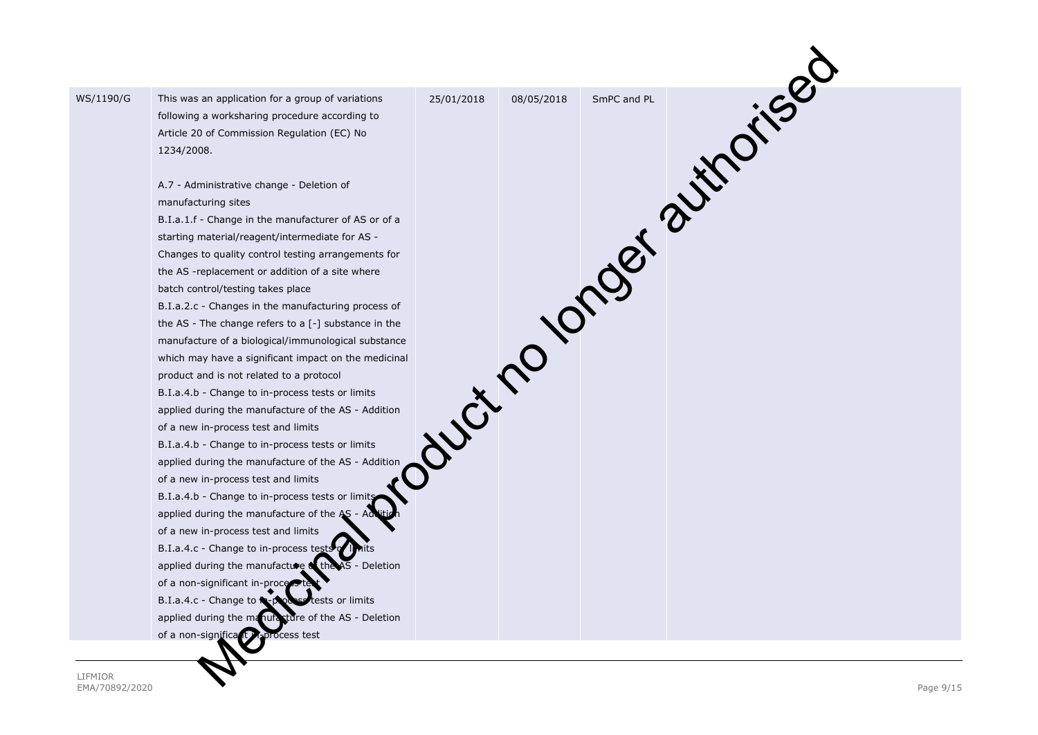| | | | | | |
|---|---|---|---|---|---|
| WS/1190/G | This was an application for a group of variations following a worksharing procedure according to Article 20 of Commission Regulation (EC) No 1234/2008.<br><br>A.7 - Administrative change - Deletion of manufacturing sites<br>B.I.a.1.f - Change in the manufacturer of AS or of a starting material/reagent/intermediate for AS - Changes to quality control testing arrangements for the AS -replacement or addition of a site where batch control/testing takes place<br>B.I.a.2.c - Changes in the manufacturing process of the AS - The change refers to a [-] substance in the manufacture of a biological/immunological substance which may have a significant impact on the medicinal product and is not related to a protocol<br>B.I.a.4.b - Change to in-process tests or limits applied during the manufacture of the AS - Addition of a new in-process test and limits<br>B.I.a.4.b - Change to in-process tests or limits applied during the manufacture of the AS - Addition of a new in-process test and limits<br>B.I.a.4.b - Change to in-process tests or limits applied during the manufacture of the AS - Addition of a new in-process test and limits<br>B.I.a.4.c - Change to in-process tests or limits applied during the manufacture of the AS - Deletion of a non-significant in-process test<br>B.I.a.4.c - Change to in-process tests or limits applied during the manufacture of the AS - Deletion of a non-significant in-process test | 25/01/2018 | 08/05/2018 | SmPC and PL | |

Medicinal product no longer authorised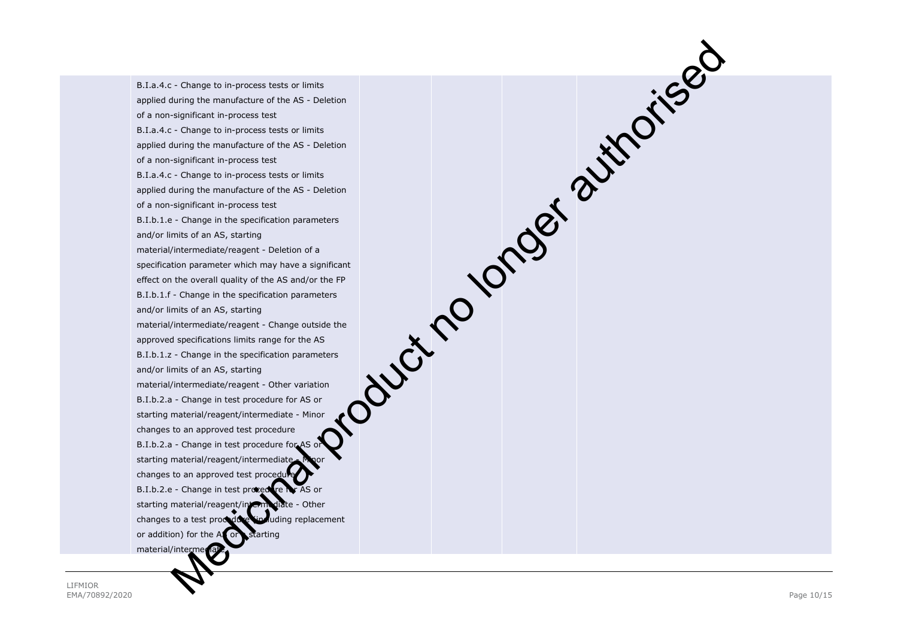|  | B.I.a.4.c - Change to in-process tests or limits applied during the manufacture of the AS - Deletion of a non-significant in-process test<br>B.I.a.4.c - Change to in-process tests or limits applied during the manufacture of the AS - Deletion of a non-significant in-process test<br>B.I.a.4.c - Change to in-process tests or limits applied during the manufacture of the AS - Deletion of a non-significant in-process test<br>B.I.b.1.e - Change in the specification parameters and/or limits of an AS, starting material/intermediate/reagent - Deletion of a specification parameter which may have a significant effect on the overall quality of the AS and/or the FP<br>B.I.b.1.f - Change in the specification parameters and/or limits of an AS, starting material/intermediate/reagent - Change outside the approved specifications limits range for the AS<br>B.I.b.1.z - Change in the specification parameters and/or limits of an AS, starting material/intermediate/reagent - Other variation<br>B.I.b.2.a - Change in test procedure for AS or starting material/reagent/intermediate - Minor changes to an approved test procedure<br>B.I.b.2.a - Change in test procedure for AS or starting material/reagent/intermediate - Minor changes to an approved test procedure<br>B.I.b.2.e - Change in test procedure for AS or starting material/reagent/intermediate - Other changes to a test procedure (including replacement or addition) for the AS or a starting material/intermediate |  |  |  |  |
|---|---|---|---|---|---|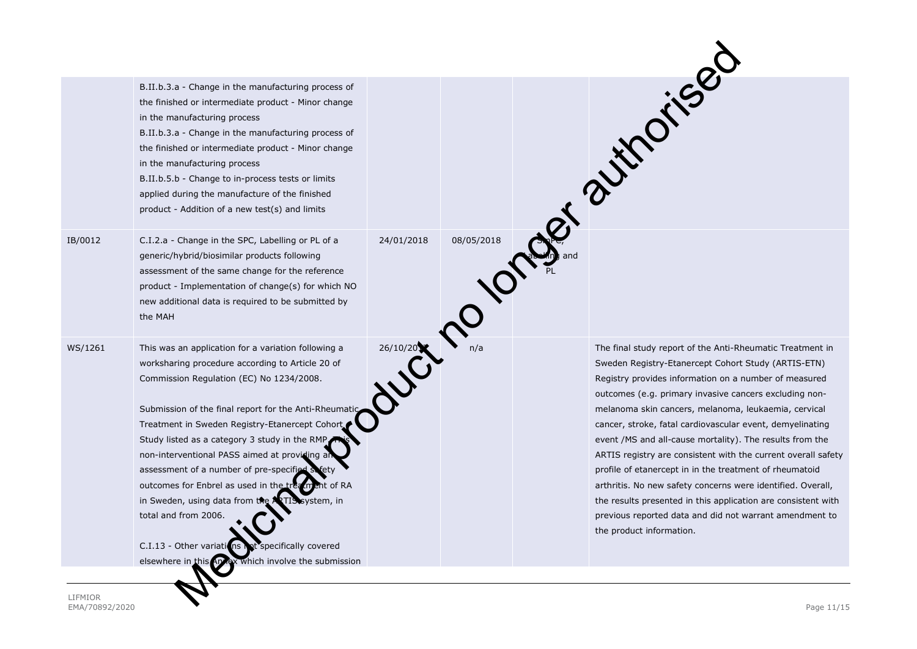| | | | | | |
|---|---|---|---|---|---|
| | B.II.b.3.a - Change in the manufacturing process of the finished or intermediate product - Minor change in the manufacturing process<br>B.II.b.3.a - Change in the manufacturing process of the finished or intermediate product - Minor change in the manufacturing process<br>B.II.b.5.b - Change to in-process tests or limits applied during the manufacture of the finished product - Addition of a new test(s) and limits | | | | |
| IB/0012 | C.I.2.a - Change in the SPC, Labelling or PL of a generic/hybrid/biosimilar products following assessment of the same change for the reference product - Implementation of change(s) for which NO new additional data is required to be submitted by the MAH | 24/01/2018 | 08/05/2018 | SmPC, Labelling and PL | |
| WS/1261 | This was an application for a variation following a worksharing procedure according to Article 20 of Commission Regulation (EC) No 1234/2008.<br><br>Submission of the final report for the Anti-Rheumatic Treatment in Sweden Registry-Etanercept Cohort Study listed as a category 3 study in the RMP. This non-interventional PASS aimed at providing an assessment of a number of pre-specified safety outcomes for Enbrel as used in the treatment of RA in Sweden, using data from the ARTIS system, in total and from 2006.<br><br>C.I.13 - Other variations not specifically covered elsewhere in this Annex which involve the submission | 26/10/2017 | n/a | | The final study report of the Anti-Rheumatic Treatment in Sweden Registry-Etanercept Cohort Study (ARTIS-ETN) Registry provides information on a number of measured outcomes (e.g. primary invasive cancers excluding non-melanoma skin cancers, melanoma, leukaemia, cervical cancer, stroke, fatal cardiovascular event, demyelinating event /MS and all-cause mortality). The results from the ARTIS registry are consistent with the current overall safety profile of etanercept in in the treatment of rheumatoid arthritis. No new safety concerns were identified. Overall, the results presented in this application are consistent with previous reported data and did not warrant amendment to the product information. |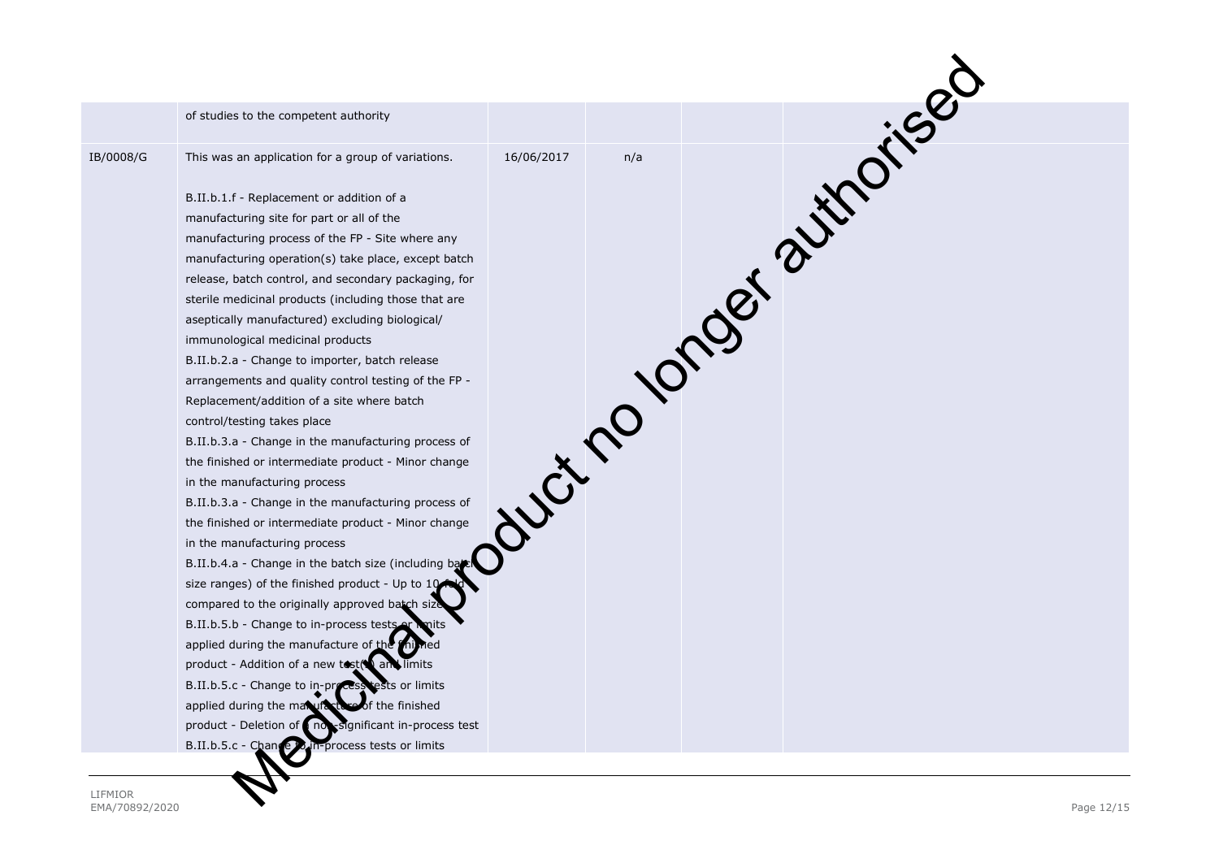| | | | | | |
|---|---|---|---|---|---|
| | of studies to the competent authority | | | | |
| IB/0008/G | This was an application for a group of variations.<br><br>B.II.b.1.f - Replacement or addition of a manufacturing site for part or all of the manufacturing process of the FP - Site where any manufacturing operation(s) take place, except batch release, batch control, and secondary packaging, for sterile medicinal products (including those that are aseptically manufactured) excluding biological/ immunological medicinal products<br>B.II.b.2.a - Change to importer, batch release arrangements and quality control testing of the FP - Replacement/addition of a site where batch control/testing takes place<br>B.II.b.3.a - Change in the manufacturing process of the finished or intermediate product - Minor change in the manufacturing process<br>B.II.b.3.a - Change in the manufacturing process of the finished or intermediate product - Minor change in the manufacturing process<br>B.II.b.4.a - Change in the batch size (including batch size ranges) of the finished product - Up to 10-fold compared to the originally approved batch size<br>B.II.b.5.b - Change to in-process tests or limits applied during the manufacture of the finished product - Addition of a new test(s) and limits<br>B.II.b.5.c - Change to in-process tests or limits applied during the manufacture of the finished product - Deletion of a non-significant in-process test<br>B.II.b.5.c - Change to in-process tests or limits | 16/06/2017 | n/a | | |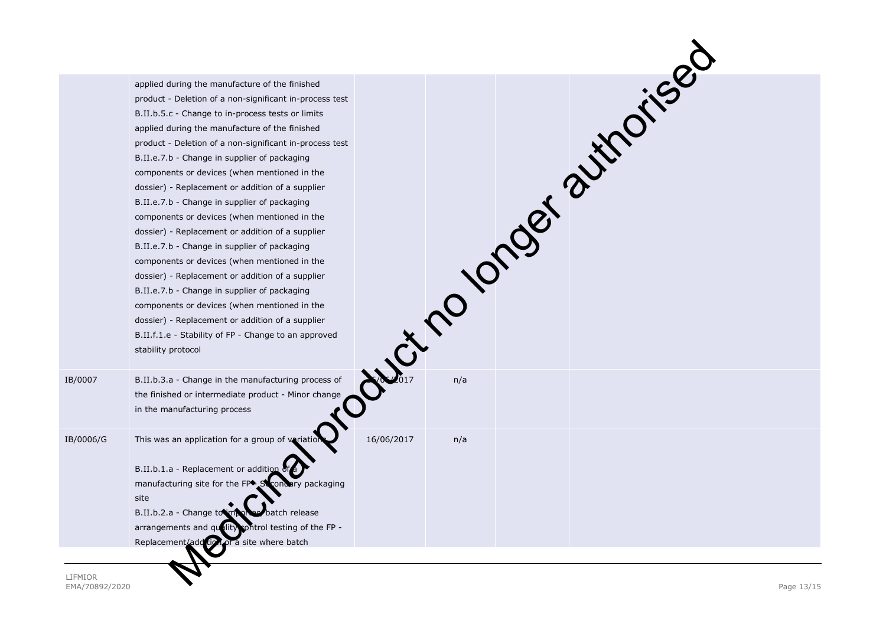| | | | | | |
|---|---|---|---|---|---|
| | applied during the manufacture of the finished product - Deletion of a non-significant in-process test<br>B.II.b.5.c - Change to in-process tests or limits applied during the manufacture of the finished product - Deletion of a non-significant in-process test<br>B.II.e.7.b - Change in supplier of packaging components or devices (when mentioned in the dossier) - Replacement or addition of a supplier<br>B.II.e.7.b - Change in supplier of packaging components or devices (when mentioned in the dossier) - Replacement or addition of a supplier<br>B.II.e.7.b - Change in supplier of packaging components or devices (when mentioned in the dossier) - Replacement or addition of a supplier<br>B.II.e.7.b - Change in supplier of packaging components or devices (when mentioned in the dossier) - Replacement or addition of a supplier<br>B.II.f.1.e - Stability of FP - Change to an approved stability protocol | | | | |
| IB/0007 | B.II.b.3.a - Change in the manufacturing process of the finished or intermediate product - Minor change in the manufacturing process | 5/06/2017 | n/a | | |
| IB/0006/G | This was an application for a group of variations.<br><br>B.II.b.1.a - Replacement or addition of a manufacturing site for the FP - Secondary packaging site<br>B.II.b.2.a - Change to importer, batch release arrangements and quality control testing of the FP - Replacement/addition of a site where batch | 16/06/2017 | n/a | | |

Medicinal product no longer authorised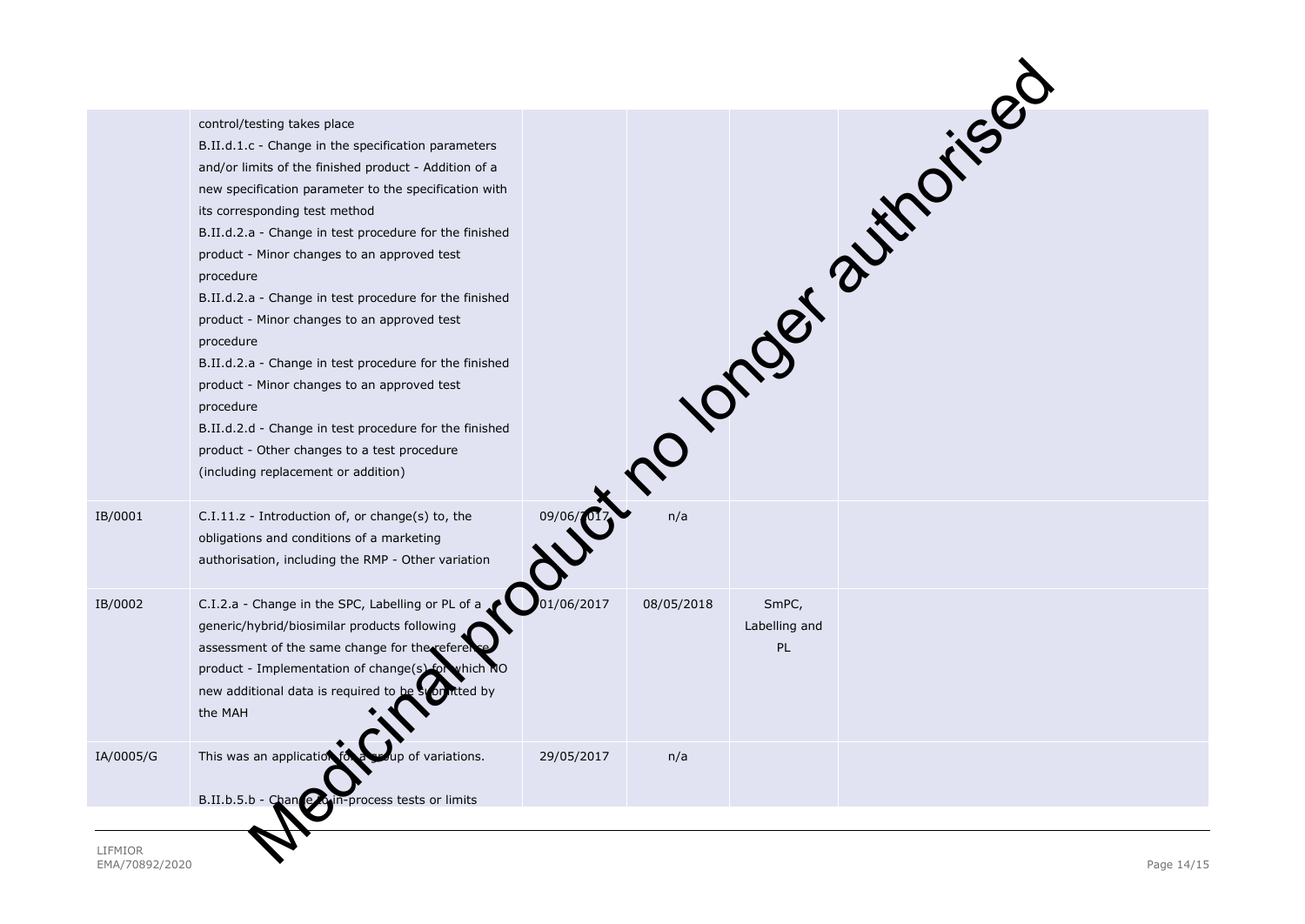| | | | | | |
|---|---|---|---|---|---|
| | control/testing takes place<br>B.II.d.1.c - Change in the specification parameters and/or limits of the finished product - Addition of a new specification parameter to the specification with its corresponding test method<br>B.II.d.2.a - Change in test procedure for the finished product - Minor changes to an approved test procedure<br>B.II.d.2.a - Change in test procedure for the finished product - Minor changes to an approved test procedure<br>B.II.d.2.a - Change in test procedure for the finished product - Minor changes to an approved test procedure<br>B.II.d.2.d - Change in test procedure for the finished product - Other changes to a test procedure (including replacement or addition) | | | | |
| IB/0001 | C.I.11.z - Introduction of, or change(s) to, the obligations and conditions of a marketing authorisation, including the RMP - Other variation | 09/06/2017 | n/a | | |
| IB/0002 | C.I.2.a - Change in the SPC, Labelling or PL of a generic/hybrid/biosimilar products following assessment of the same change for the reference product - Implementation of change(s) for which NO new additional data is required to be submitted by the MAH | 01/06/2017 | 08/05/2018 | SmPC, Labelling and PL | |
| IA/0005/G | This was an application for a group of variations.<br><br>B.II.b.5.b - Change to in-process tests or limits | 29/05/2017 | n/a | | |

Medicinal product no longer authorised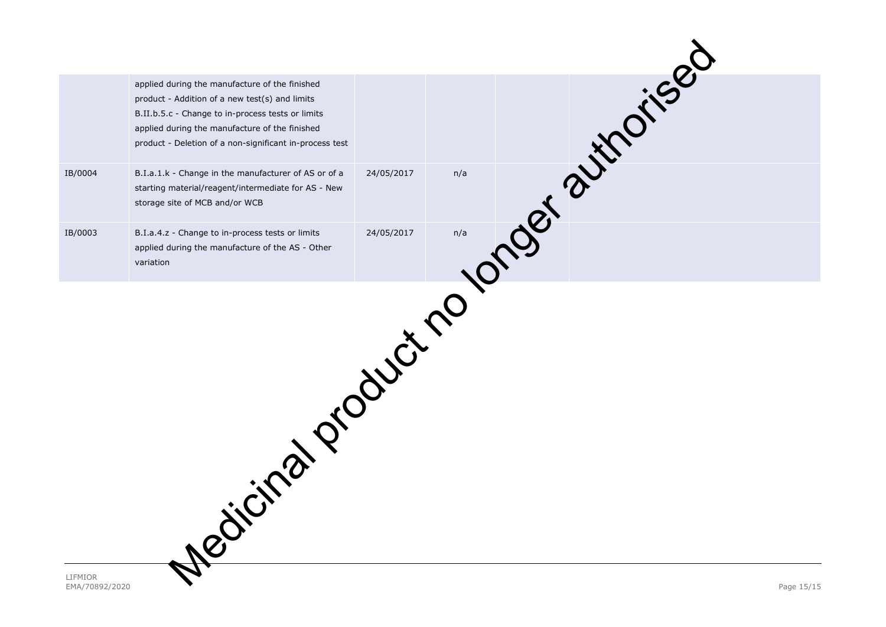| | | | | | |
|---|---|---|---|---|---|
| | applied during the manufacture of the finished product - Addition of a new test(s) and limits<br>B.II.b.5.c - Change to in-process tests or limits applied during the manufacture of the finished product - Deletion of a non-significant in-process test | | | | |
| IB/0004 | B.I.a.1.k - Change in the manufacturer of AS or of a starting material/reagent/intermediate for AS - New storage site of MCB and/or WCB | 24/05/2017 | n/a | | |
| IB/0003 | B.I.a.4.z - Change to in-process tests or limits applied during the manufacture of the AS - Other variation | 24/05/2017 | n/a | | |

Medicinal product no longer authorised